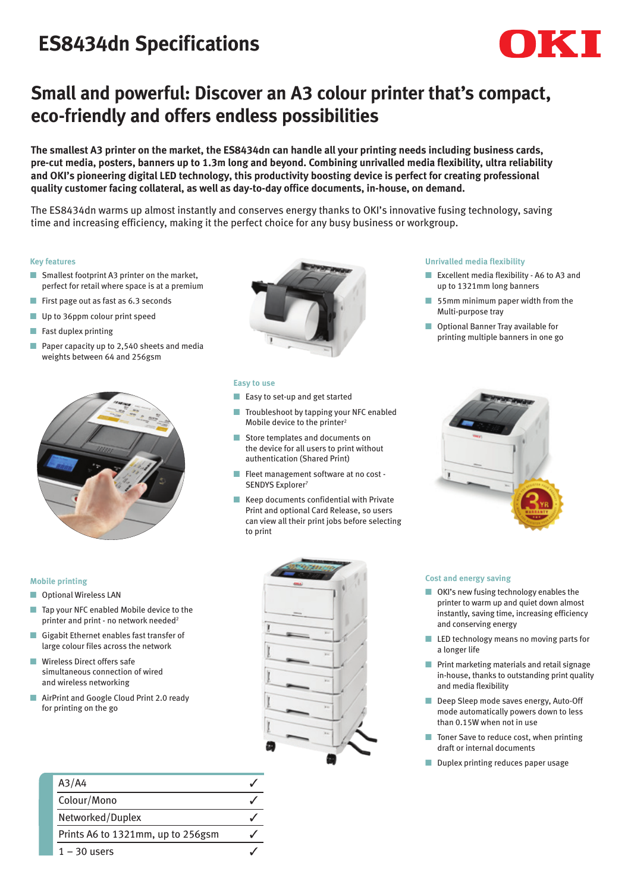# ES8434dn Specifications

OKI

## Small and powerful: Discover an A3 colour printer that's compact, eco-friendly and offers endless possibilities

**The smallest A3 printer on the market, the ES8434dn can handle all your printing needs including business cards, pre-cut media, posters, banners up to 1.3m long and beyond. Combining unrivalled media flexibility, ultra reliability and OKI's pioneering digital LED technology, this productivity boosting device is perfect for creating professional quality customer facing collateral, as well as day-to-day office documents, in-house, on demand.**

The ES8434dn warms up almost instantly and conserves energy thanks to OKI's innovative fusing technology, saving time and increasing efficiency, making it the perfect choice for any busy business or workgroup.

### Key features

- Smallest footprint A3 printer on the market, perfect for retail where space is at a premium
- First page out as fast as 6.3 seconds
- Up to 36ppm colour print speed
- Fast duplex printing
- Paper capacity up to 2,540 sheets and media weights between 64 and 256gsm

### Unrivalled media flexibility

- Excellent media flexibility - A6 to A3 and up to 1321mm long banners
- 55mm minimum paper width from the Multi-purpose tray
- Optional Banner Tray available for printing multiple banners in one go

### Easy to use

- Easy to set-up and get started
- Troubleshoot by tapping your NFC enabled Mobile device to the printer[2]
- Store templates and documents on the device for all users to print without authentication (Shared Print)
- Fleet management software at no cost - SENDYS Explorer[7]
- Keep documents confidential with Private Print and optional Card Release, so users can view all their print jobs before selecting to print

### Mobile printing

- Optional Wireless LAN
- Tap your NFC enabled Mobile device to the printer and print - no network needed[2]
- Gigabit Ethernet enables fast transfer of large colour files across the network
- Wireless Direct offers safe simultaneous connection of wired and wireless networking
- AirPrint and Google Cloud Print 2.0 ready for printing on the go

### Cost and energy saving

- OKI's new fusing technology enables the printer to warm up and quiet down almost instantly, saving time, increasing efficiency and conserving energy
- LED technology means no moving parts for a longer life
- Print marketing materials and retail signage in-house, thanks to outstanding print quality and media flexibility
- Deep Sleep mode saves energy, Auto-Off mode automatically powers down to less than 0.15W when not in use
- Toner Save to reduce cost, when printing draft or internal documents
- Duplex printing reduces paper usage

| | |
|---|---|
| A3/A4 | ✓ |
| Colour/Mono | ✓ |
| Networked/Duplex | ✓ |
| Prints A6 to 1321mm, up to 256gsm | ✓ |
| 1 – 30 users | ✓ |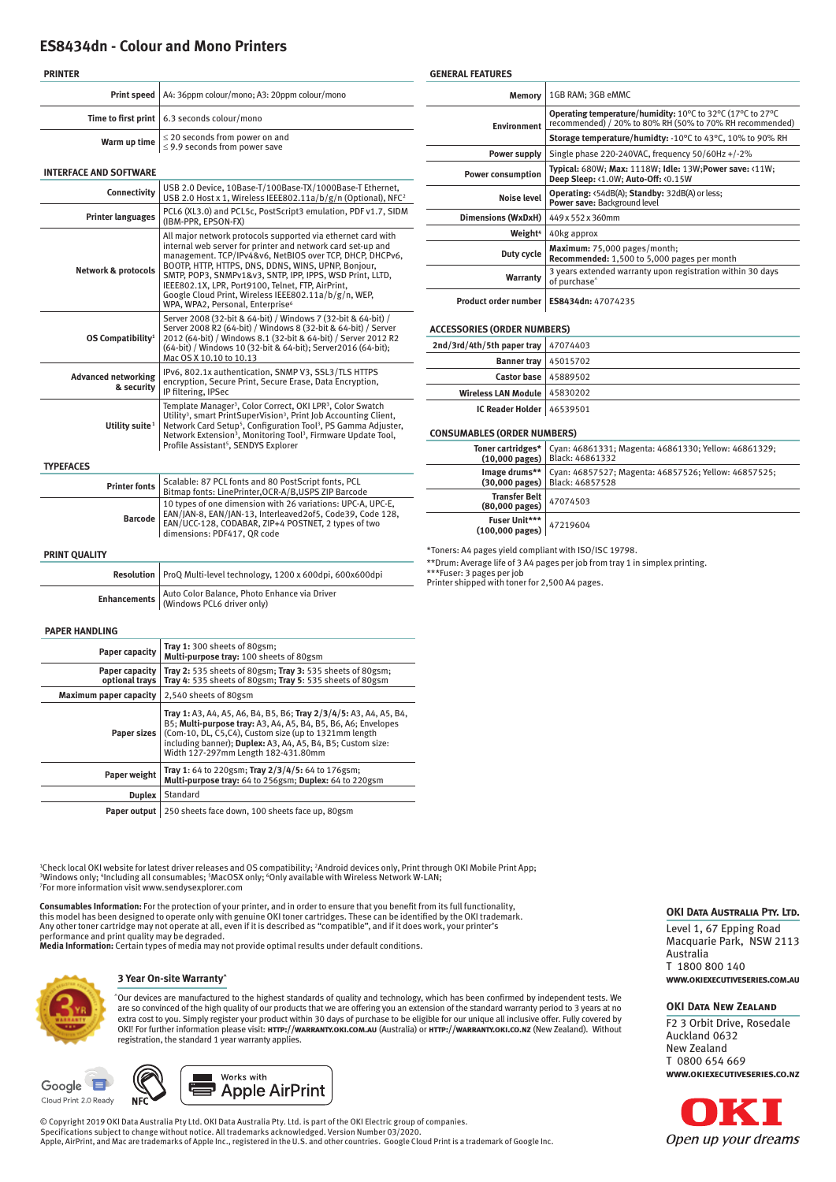# ES8434dn - Colour and Mono Printers

## PRINTER

| | |
|---|---|
| Print speed | A4: 36ppm colour/mono; A3: 20ppm colour/mono |
| Time to first print | 6.3 seconds colour/mono |
| Warm up time | ≤ 20 seconds from power on and ≤ 9.9 seconds from power save |

## INTERFACE AND SOFTWARE

| | |
|---|---|
| Connectivity | USB 2.0 Device, 10Base-T/100Base-TX/1000Base-T Ethernet, USB 2.0 Host x 1, Wireless IEEE802.11a/b/g/n (Optional), NFC[2] |
| Printer languages | PCL6 (XL3.0) and PCL5c, PostScript3 emulation, PDF v1.7, SIDM (IBM-PPR, EPSON-FX) |
| Network & protocols | All major network protocols supported via ethernet card with internal web server for printer and network card set-up and management. TCP/IPv4&v6, NetBIOS over TCP, DHCP, DHCPv6, BOOTP, HTTP, HTTPS, DNS, DDNS, WINS, UPNP, Bonjour, SMTP, POP3, SNMPv1&v3, SNTP, IPP, IPPS, WSD Print, LLTD, IEEE802.1X, LPR, Port9100, Telnet, FTP, AirPrint, Google Cloud Print, Wireless IEEE802.11a/b/g/n, WEP, WPA, WPA2, Personal, Enterprise[6] |
| OS Compatibility[1] | Server 2008 (32-bit & 64-bit) / Server 2008 R2 (64-bit) / Windows 8 (32-bit & 64-bit) / Server 2012 (64-bit) / Windows 8.1 (32-bit & 64-bit) / Server 2012 R2 (64-bit) / Windows 10 (32-bit & 64-bit); Server2016 (64-bit); Mac OS X 10.10 to 10.13 |
| Advanced networking & security | IPv6, 802.1x authentication, SNMP V3, SSL3/TLS HTTPS encryption, Secure Print, Secure Erase, Data Encryption, IP filtering, IPSec |
| Utility suite[1] | Template Manager[3], Color Correct, OKI LPR[3], Color Swatch Utility[3], smart PrintSuperVision[3], Print Job Accounting Client, Network Card Setup[5], Configuration Tool[3], PS Gamma Adjuster, Network Extension[3], Monitoring Tool[3], Firmware Update Tool, Profile Assistant[5], SENDYS Explorer |

## TYPEFACES

| | |
|---|---|
| Printer fonts | Scalable: 87 PCL fonts and 80 PostScript fonts, PCL Bitmap fonts: LinePrinter,OCR-A/B,USPS ZIP Barcode |
| Barcode | 10 types of one dimension with 26 variations: UPC-A, UPC-E, EAN/JAN-8, EAN/JAN-13, Interleaved2of5, Code39, Code 128, EAN/UCC-128, CODABAR, ZIP+4 POSTNET, 2 types of two dimensions: PDF417, QR code |

## PRINT QUALITY

| | |
|---|---|
| Resolution | ProQ Multi-level technology, 1200 x 600dpi, 600x600dpi |
| Enhancements | Auto Color Balance, Photo Enhance via Driver (Windows PCL6 driver only) |

## PAPER HANDLING

| | |
|---|---|
| Paper capacity | **Tray 1:** 300 sheets of 80gsm; **Multi-purpose tray:** 100 sheets of 80gsm |
| Paper capacity optional trays | **Tray 2:** 535 sheets of 80gsm; **Tray 3:** 535 sheets of 80gsm; **Tray 4:** 535 sheets of 80gsm; **Tray 5:** 535 sheets of 80gsm |
| Maximum paper capacity | 2,540 sheets of 80gsm |
| Paper sizes | **Tray 1:** A3, A4, A5, A6, B4, B5, B6; **Tray 2/3/4/5:** A3, A4, A5, B4, B5; **Multi-purpose tray:** A3, A4, A5, B4, B5, B6, A6; Envelopes (Com-10, DL, C5,C4), Custom size (up to 1321mm length including banner); **Duplex:** A3, A4, A5, B4, B5; Custom size: Width 127-297mm Length 182-431.80mm |
| Paper weight | **Tray 1**: 64 to 220gsm; **Tray 2/3/4/5:** 64 to 176gsm; **Multi-purpose tray:** 64 to 256gsm; **Duplex:** 64 to 220gsm |
| Duplex | Standard |
| Paper output | 250 sheets face down, 100 sheets face up, 80gsm |

## GENERAL FEATURES

| | |
|---|---|
| Memory | 1GB RAM; 3GB eMMC |
| Environment | **Operating temperature/humidity:** 10°C to 32°C (17°C to 27°C recommended) / 20% to 80% RH (50% to 70% RH recommended); **Storage temperature/humdity:** -10°C to 43°C, 10% to 90% RH |
| Power supply | Single phase 220-240VAC, frequency 50/60Hz +/-2% |
| Power consumption | **Typical:** 680W; **Max:** 1118W; **Idle:** 13W;**Power save:** <11W; **Deep Sleep:** <1.0W; **Auto-Off:** <0.15W |
| Noise level | **Operating:** <54dB(A); **Standby:** 32dB(A) or less; **Power save:** Background level |
| Dimensions (WxDxH) | 449 x 552 x 360mm |
| Weight[4] | 40kg approx |
| Duty cycle | **Maximum:** 75,000 pages/month; **Recommended:** 1,500 to 5,000 pages per month |
| Warranty | 3 years extended warranty upon registration within 30 days of purchase^ |
| Product order number | **ES8434dn:** 47074235 |

## ACCESSORIES (ORDER NUMBERS)

| | |
|---|---|
| 2nd/3rd/4th/5th paper tray | 47074403 |
| Banner tray | 45015702 |
| Castor base | 45889502 |
| Wireless LAN Module | 45830202 |
| IC Reader Holder | 46539501 |

## CONSUMABLES (ORDER NUMBERS)

| | |
|---|---|
| Toner cartridges* (10,000 pages) | Cyan: 46861331; Magenta: 46861330; Yellow: 46861329; Black: 46861332 |
| Image drums** (30,000 pages) | Cyan: 46857527; Magenta: 46857526; Yellow: 46857525; Black: 46857528 |
| Transfer Belt (80,000 pages) | 47074503 |
| Fuser Unit*** (100,000 pages) | 47219604 |

*Toners: A4 pages yield compliant with ISO/ISC 19798.
**Drum: Average life of 3 A4 pages per job from tray 1 in simplex printing.
***Fuser: 3 pages per job
Printer shipped with toner for 2,500 A4 pages.

[1]Check local OKI website for latest driver releases and OS compatibility; [2]Android devices only, Print through OKI Mobile Print App; [3]Windows only; [4]Including all consumables; [5]MacOSX only; [6]Only available with Wireless Network W-LAN; [7]For more information visit www.sendysexplorer.com

**Consumables Information:** For the protection of your printer, and in order to ensure that you benefit from its full functionality, this model has been designed to operate only with genuine OKI toner cartridges. These can be identified by the OKI trademark. Any other toner cartridge may not operate at all, even if it is described as "compatible", and if it does work, your printer's performance and print quality may be degraded.
**Media Information:** Certain types of media may not provide optimal results under default conditions.

### 3 Year On-site Warranty^

^Our devices are manufactured to the highest standards of quality and technology, which has been confirmed by independent tests. We are so convinced of the high quality of our products that we are offering you an extension of the standard warranty period to 3 years at no extra cost to you. Simply register your product within 30 days of purchase to be eligible for our unique all inclusive offer. Fully covered by OKI! For further information please visit: **HTTP://WARRANTY.OKI.COM.AU** (Australia) or **HTTP://WARRANTY.OKI.CO.NZ** (New Zealand). Without registration, the standard 1 year warranty applies.

Google Cloud Print 2.0 Ready

NFC

Works with Apple AirPrint

**OKI DATA AUSTRALIA PTY. LTD.**
Level 1, 67 Epping Road
Macquarie Park, NSW 2113
Australia
T 1800 800 140
**WWW.OKIEXECUTIVESERIES.COM.AU**

**OKI DATA NEW ZEALAND**
F2 3 Orbit Drive, Rosedale
Auckland 0632
New Zealand
T 0800 654 669
**WWW.OKIEXECUTIVESERIES.CO.NZ**

OKI
*Open up your dreams*

© Copyright 2019 OKI Data Australia Pty Ltd. OKI Data Australia Pty. Ltd. is part of the OKI Electric group of companies.
Specifications subject to change without notice. All trademarks acknowledged. Version Number 03/2020.
Apple, AirPrint, and Mac are trademarks of Apple Inc., registered in the U.S. and other countries. Google Cloud Print is a trademark of Google Inc.